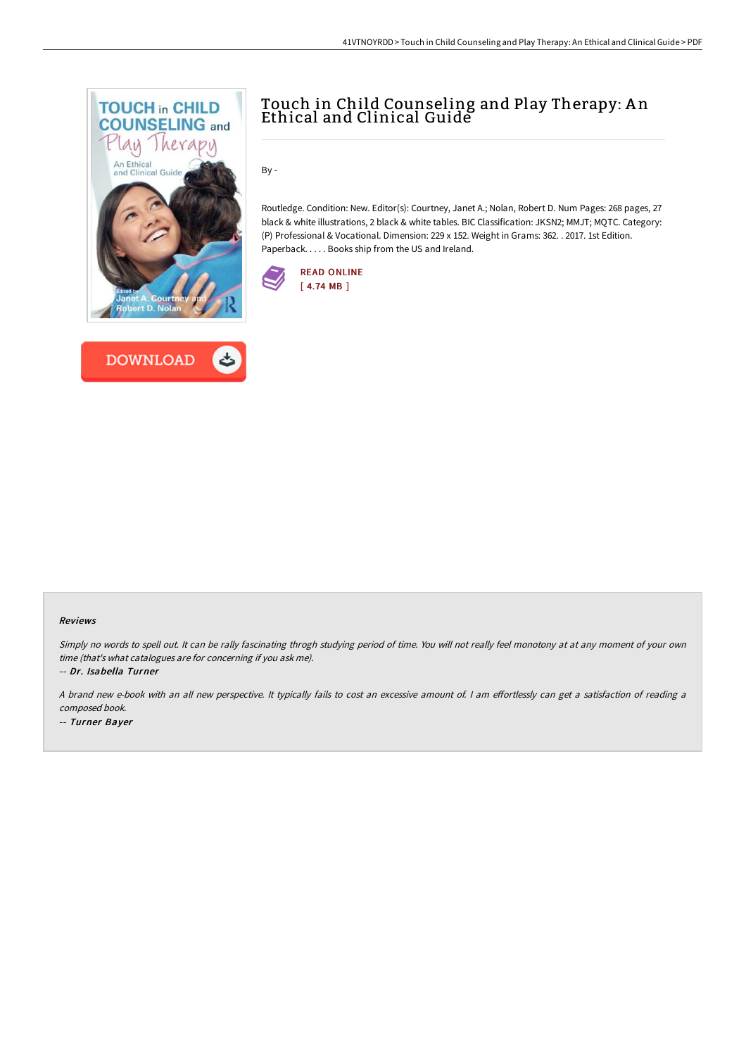# Touch in Child Counseling and Play Therapy: An Ethical and Clinical Guide

By -

Routledge. Condition: New. Editor(s): Courtney, Janet A.; Nolan, Robert D. Num Pages: 268 pages, 27 black & white illustrations, 2 black & white tables. BIC Classification: JKSN2; MMJT; MQTC. Category: (P) Professional & Vocational. Dimension: 229 x 152. Weight in Grams: 362. . 2017. 1st Edition. Paperback. . . . . Books ship from the US and Ireland.

READ ONLINE
[ 4.74 MB ]

DOWNLOAD

#### Reviews

*Simply no words to spell out. It can be rally fascinating throgh studying period of time. You will not really feel monotony at at any moment of your own time (that's what catalogues are for concerning if you ask me).*

*-- Dr. Isabella Turner*

*A brand new e-book with an all new perspective. It typically fails to cost an excessive amount of. I am effortlessly can get a satisfaction of reading a composed book.*

*-- Turner Bayer*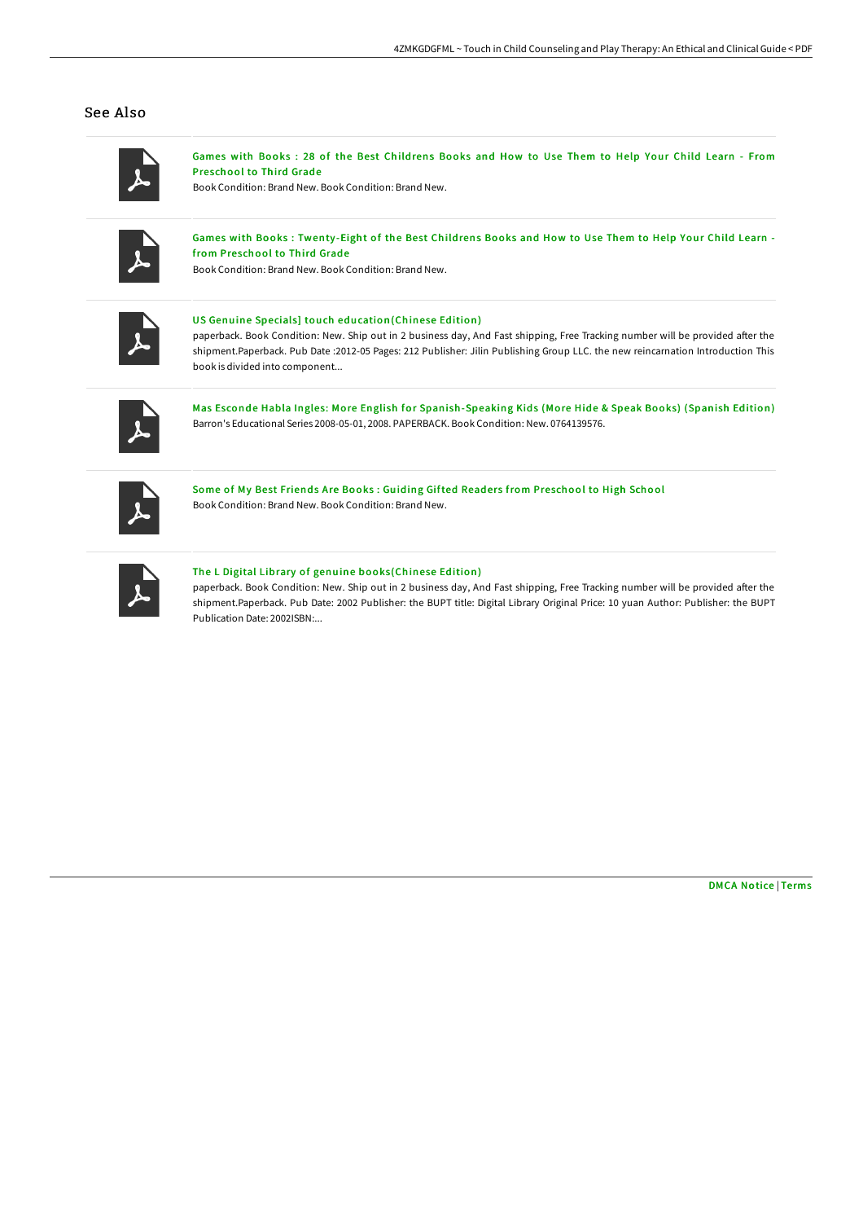## See Also

**Games with Books : 28 of the Best Childrens Books and How to Use Them to Help Your Child Learn - From Preschool to Third Grade**

Book Condition: Brand New. Book Condition: Brand New.

**Games with Books : Twenty-Eight of the Best Childrens Books and How to Use Them to Help Your Child Learn - from Preschool to Third Grade**

Book Condition: Brand New. Book Condition: Brand New.

**US Genuine Specials] touch education(Chinese Edition)**

paperback. Book Condition: New. Ship out in 2 business day, And Fast shipping, Free Tracking number will be provided after the shipment.Paperback. Pub Date :2012-05 Pages: 212 Publisher: Jilin Publishing Group LLC. the new reincarnation Introduction This book is divided into component...

**Mas Esconde Habla Ingles: More English for Spanish-Speaking Kids (More Hide & Speak Books) (Spanish Edition)**

Barron's Educational Series 2008-05-01, 2008. PAPERBACK. Book Condition: New. 0764139576.

**Some of My Best Friends Are Books : Guiding Gifted Readers from Preschool to High School**

Book Condition: Brand New. Book Condition: Brand New.

**The L Digital Library of genuine books(Chinese Edition)**

paperback. Book Condition: New. Ship out in 2 business day, And Fast shipping, Free Tracking number will be provided after the shipment.Paperback. Pub Date: 2002 Publisher: the BUPT title: Digital Library Original Price: 10 yuan Author: Publisher: the BUPT Publication Date: 2002ISBN:...

DMCA Notice | Terms